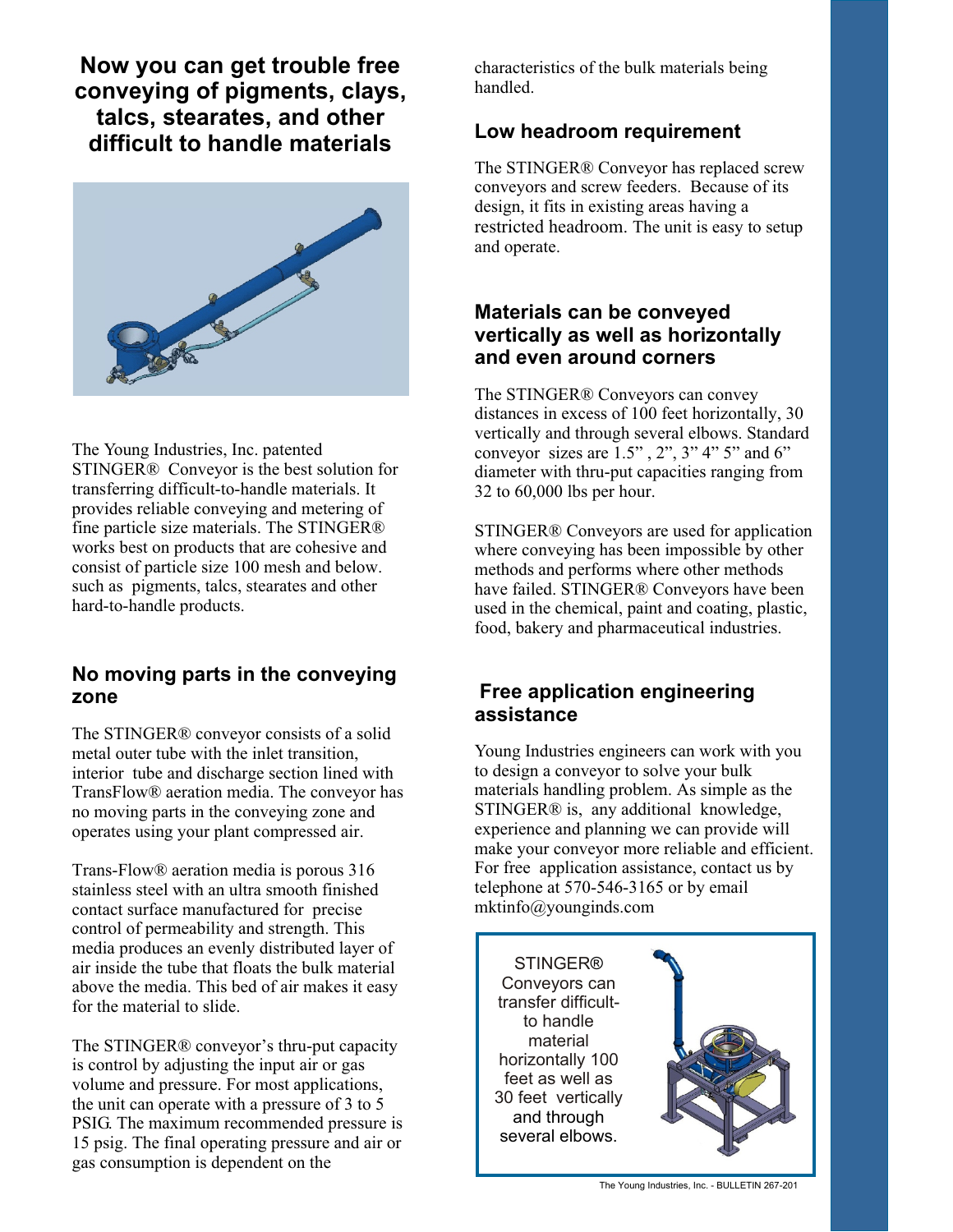# Now you can get trouble free conveying of pigments, clays, talcs, stearates, and other difficult to handle materials

The Young Industries, Inc. patented STINGER® Conveyor is the best solution for transferring difficult-to-handle materials. It provides reliable conveying and metering of fine particle size materials. The STINGER® works best on products that are cohesive and consist of particle size 100 mesh and below. such as pigments, talcs, stearates and other hard-to-handle products.

## No moving parts in the conveying zone

The STINGER® conveyor consists of a solid metal outer tube with the inlet transition, interior tube and discharge section lined with TransFlow® aeration media. The conveyor has no moving parts in the conveying zone and operates using your plant compressed air.

Trans-Flow® aeration media is porous 316 stainless steel with an ultra smooth finished contact surface manufactured for precise control of permeability and strength. This media produces an evenly distributed layer of air inside the tube that floats the bulk material above the media. This bed of air makes it easy for the material to slide.

The STINGER® conveyor's thru-put capacity is control by adjusting the input air or gas volume and pressure. For most applications, the unit can operate with a pressure of 3 to 5 PSIG. The maximum recommended pressure is 15 psig. The final operating pressure and air or gas consumption is dependent on the characteristics of the bulk materials being handled.

## Low headroom requirement

The STINGER® Conveyor has replaced screw conveyors and screw feeders. Because of its design, it fits in existing areas having a restricted headroom. The unit is easy to setup and operate.

## Materials can be conveyed vertically as well as horizontally and even around corners

The STINGER® Conveyors can convey distances in excess of 100 feet horizontally, 30 vertically and through several elbows. Standard conveyor sizes are 1.5" , 2", 3" 4" 5" and 6" diameter with thru-put capacities ranging from 32 to 60,000 lbs per hour.

STINGER® Conveyors are used for application where conveying has been impossible by other methods and performs where other methods have failed. STINGER® Conveyors have been used in the chemical, paint and coating, plastic, food, bakery and pharmaceutical industries.

## Free application engineering assistance

Young Industries engineers can work with you to design a conveyor to solve your bulk materials handling problem. As simple as the STINGER® is, any additional knowledge, experience and planning we can provide will make your conveyor more reliable and efficient. For free application assistance, contact us by telephone at 570-546-3165 or by email mktinfo@youngninds.com

STINGER® Conveyors can transfer difficult-to handle material horizontally 100 feet as well as 30 feet vertically and through several elbows.

The Young Industries, Inc. - BULLETIN 267-201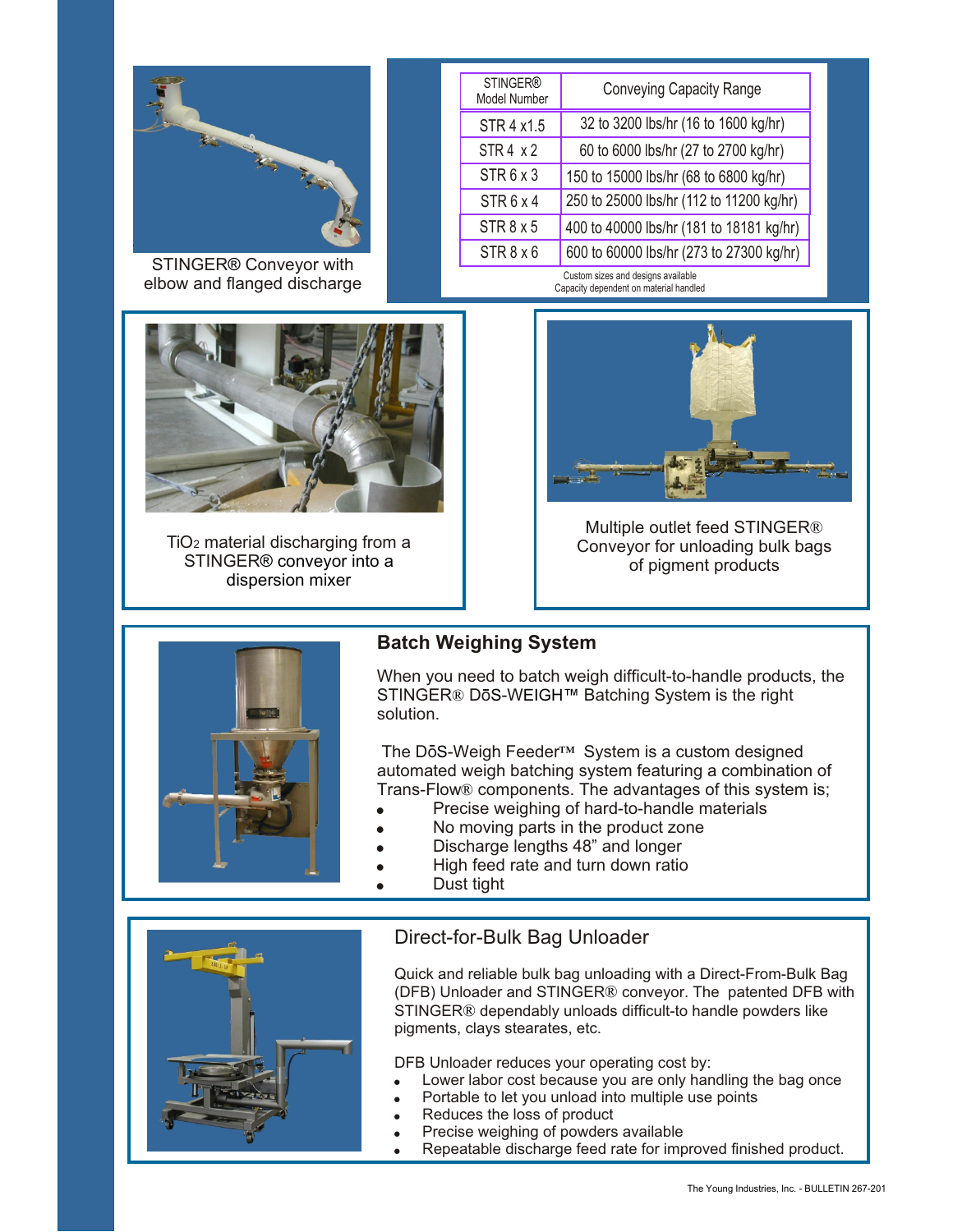STINGER® Conveyor with elbow and flanged discharge

| STINGER® Model Number | Conveying Capacity Range |
|---|---|
| STR 4 x1.5 | 32 to 3200 lbs/hr (16 to 1600 kg/hr) |
| STR 4 x 2 | 60 to 6000 lbs/hr (27 to 2700 kg/hr) |
| STR 6 x 3 | 150 to 15000 lbs/hr (68 to 6800 kg/hr) |
| STR 6 x 4 | 250 to 25000 lbs/hr (112 to 11200 kg/hr) |
| STR 8 x 5 | 400 to 40000 lbs/hr (181 to 18181 kg/hr) |
| STR 8 x 6 | 600 to 60000 lbs/hr (273 to 27300 kg/hr) |

Custom sizes and designs available
Capacity dependent on material handled

$TiO_2$ material discharging from a STINGER® conveyor into a dispersion mixer

Multiple outlet feed STINGER® Conveyor for unloading bulk bags of pigment products

## Batch Weighing System

When you need to batch weigh difficult-to-handle products, the STINGER® DōS-WEIGH™ Batching System is the right solution.

The DōS-Weigh Feeder™ System is a custom designed automated weigh batching system featuring a combination of Trans-Flow® components. The advantages of this system is;

- Precise weighing of hard-to-handle materials
- No moving parts in the product zone
- Discharge lengths 48" and longer
- High feed rate and turn down ratio
- Dust tight

## Direct-for-Bulk Bag Unloader

Quick and reliable bulk bag unloading with a Direct-From-Bulk Bag (DFB) Unloader and STINGER® conveyor. The patented DFB with STINGER® dependably unloads difficult-to handle powders like pigments, clays stearates, etc.

DFB Unloader reduces your operating cost by:

- Lower labor cost because you are only handling the bag once
- Portable to let you unload into multiple use points
- Reduces the loss of product
- Precise weighing of powders available
- Repeatable discharge feed rate for improved finished product.

The Young Industries, Inc. - BULLETIN 267-201